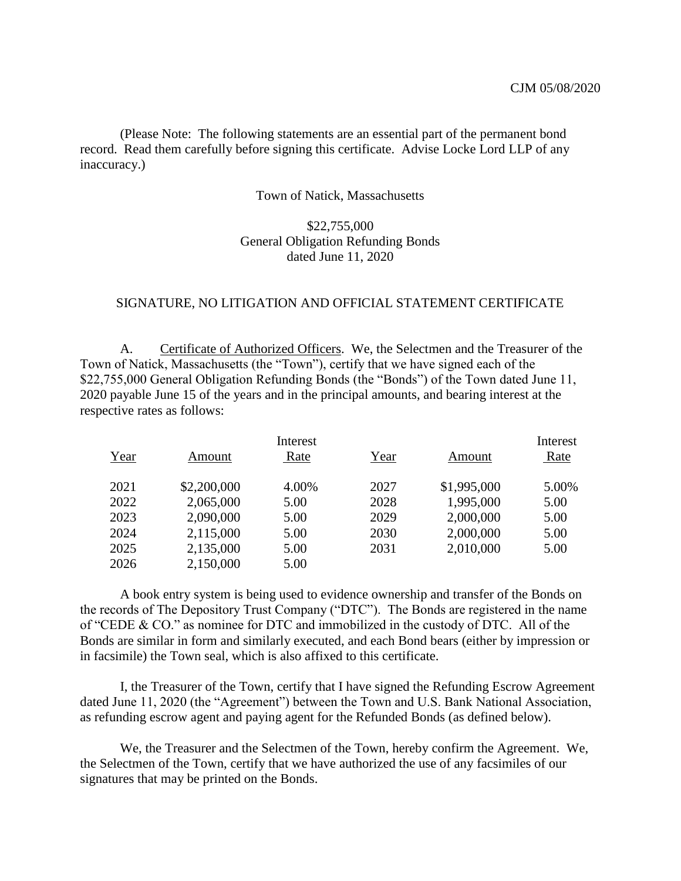CJM 05/08/2020

(Please Note: The following statements are an essential part of the permanent bond record. Read them carefully before signing this certificate. Advise Locke Lord LLP of any inaccuracy.)

Town of Natick, Massachusetts

$22,755,000
General Obligation Refunding Bonds
dated June 11, 2020

SIGNATURE, NO LITIGATION AND OFFICIAL STATEMENT CERTIFICATE

A. Certificate of Authorized Officers. We, the Selectmen and the Treasurer of the Town of Natick, Massachusetts (the "Town"), certify that we have signed each of the $22,755,000 General Obligation Refunding Bonds (the "Bonds") of the Town dated June 11, 2020 payable June 15 of the years and in the principal amounts, and bearing interest at the respective rates as follows:

| Year | Amount | Interest Rate | Year | Amount | Interest Rate |
|---|---|---|---|---|---|
| 2021 | $2,200,000 | 4.00% | 2027 | $1,995,000 | 5.00% |
| 2022 | 2,065,000 | 5.00 | 2028 | 1,995,000 | 5.00 |
| 2023 | 2,090,000 | 5.00 | 2029 | 2,000,000 | 5.00 |
| 2024 | 2,115,000 | 5.00 | 2030 | 2,000,000 | 5.00 |
| 2025 | 2,135,000 | 5.00 | 2031 | 2,010,000 | 5.00 |
| 2026 | 2,150,000 | 5.00 | | | |

A book entry system is being used to evidence ownership and transfer of the Bonds on the records of The Depository Trust Company ("DTC"). The Bonds are registered in the name of "CEDE & CO." as nominee for DTC and immobilized in the custody of DTC. All of the Bonds are similar in form and similarly executed, and each Bond bears (either by impression or in facsimile) the Town seal, which is also affixed to this certificate.

I, the Treasurer of the Town, certify that I have signed the Refunding Escrow Agreement dated June 11, 2020 (the "Agreement") between the Town and U.S. Bank National Association, as refunding escrow agent and paying agent for the Refunded Bonds (as defined below).

We, the Treasurer and the Selectmen of the Town, hereby confirm the Agreement. We, the Selectmen of the Town, certify that we have authorized the use of any facsimiles of our signatures that may be printed on the Bonds.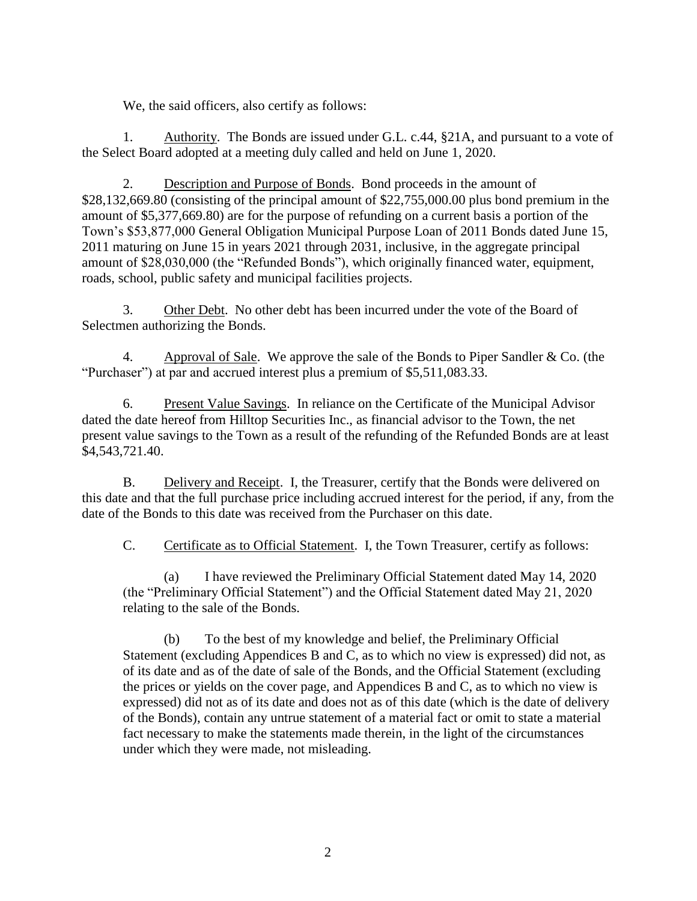We, the said officers, also certify as follows:

1. Authority. The Bonds are issued under G.L. c.44, §21A, and pursuant to a vote of the Select Board adopted at a meeting duly called and held on June 1, 2020.

2. Description and Purpose of Bonds. Bond proceeds in the amount of $28,132,669.80 (consisting of the principal amount of $22,755,000.00 plus bond premium in the amount of $5,377,669.80) are for the purpose of refunding on a current basis a portion of the Town's $53,877,000 General Obligation Municipal Purpose Loan of 2011 Bonds dated June 15, 2011 maturing on June 15 in years 2021 through 2031, inclusive, in the aggregate principal amount of $28,030,000 (the "Refunded Bonds"), which originally financed water, equipment, roads, school, public safety and municipal facilities projects.

3. Other Debt. No other debt has been incurred under the vote of the Board of Selectmen authorizing the Bonds.

4. Approval of Sale. We approve the sale of the Bonds to Piper Sandler & Co. (the "Purchaser") at par and accrued interest plus a premium of $5,511,083.33.

6. Present Value Savings. In reliance on the Certificate of the Municipal Advisor dated the date hereof from Hilltop Securities Inc., as financial advisor to the Town, the net present value savings to the Town as a result of the refunding of the Refunded Bonds are at least $4,543,721.40.

B. Delivery and Receipt. I, the Treasurer, certify that the Bonds were delivered on this date and that the full purchase price including accrued interest for the period, if any, from the date of the Bonds to this date was received from the Purchaser on this date.

C. Certificate as to Official Statement. I, the Town Treasurer, certify as follows:

(a) I have reviewed the Preliminary Official Statement dated May 14, 2020 (the "Preliminary Official Statement") and the Official Statement dated May 21, 2020 relating to the sale of the Bonds.

(b) To the best of my knowledge and belief, the Preliminary Official Statement (excluding Appendices B and C, as to which no view is expressed) did not, as of its date and as of the date of sale of the Bonds, and the Official Statement (excluding the prices or yields on the cover page, and Appendices B and C, as to which no view is expressed) did not as of its date and does not as of this date (which is the date of delivery of the Bonds), contain any untrue statement of a material fact or omit to state a material fact necessary to make the statements made therein, in the light of the circumstances under which they were made, not misleading.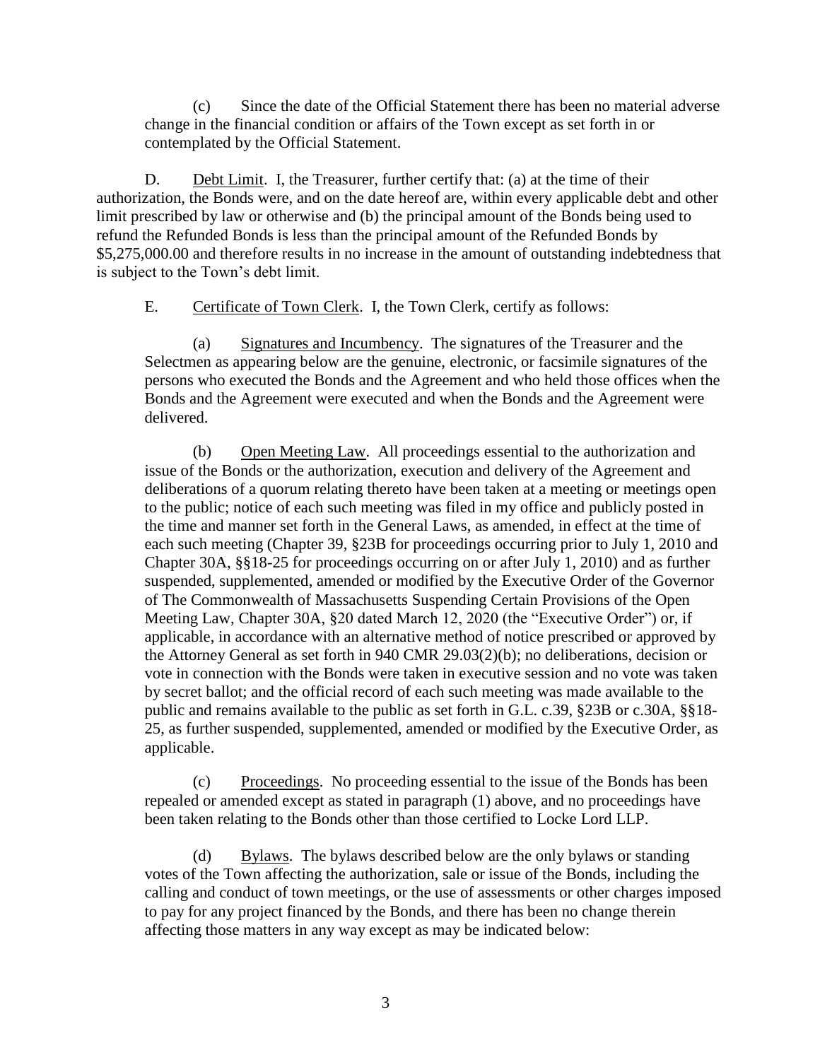(c) Since the date of the Official Statement there has been no material adverse change in the financial condition or affairs of the Town except as set forth in or contemplated by the Official Statement.

D. Debt Limit. I, the Treasurer, further certify that: (a) at the time of their authorization, the Bonds were, and on the date hereof are, within every applicable debt and other limit prescribed by law or otherwise and (b) the principal amount of the Bonds being used to refund the Refunded Bonds is less than the principal amount of the Refunded Bonds by $5,275,000.00 and therefore results in no increase in the amount of outstanding indebtedness that is subject to the Town's debt limit.

E. Certificate of Town Clerk. I, the Town Clerk, certify as follows:

(a) Signatures and Incumbency. The signatures of the Treasurer and the Selectmen as appearing below are the genuine, electronic, or facsimile signatures of the persons who executed the Bonds and the Agreement and who held those offices when the Bonds and the Agreement were executed and when the Bonds and the Agreement were delivered.

(b) Open Meeting Law. All proceedings essential to the authorization and issue of the Bonds or the authorization, execution and delivery of the Agreement and deliberations of a quorum relating thereto have been taken at a meeting or meetings open to the public; notice of each such meeting was filed in my office and publicly posted in the time and manner set forth in the General Laws, as amended, in effect at the time of each such meeting (Chapter 39, §23B for proceedings occurring prior to July 1, 2010 and Chapter 30A, §§18-25 for proceedings occurring on or after July 1, 2010) and as further suspended, supplemented, amended or modified by the Executive Order of the Governor of The Commonwealth of Massachusetts Suspending Certain Provisions of the Open Meeting Law, Chapter 30A, §20 dated March 12, 2020 (the "Executive Order") or, if applicable, in accordance with an alternative method of notice prescribed or approved by the Attorney General as set forth in 940 CMR 29.03(2)(b); no deliberations, decision or vote in connection with the Bonds were taken in executive session and no vote was taken by secret ballot; and the official record of each such meeting was made available to the public and remains available to the public as set forth in G.L. c.39, §23B or c.30A, §§18-25, as further suspended, supplemented, amended or modified by the Executive Order, as applicable.

(c) Proceedings. No proceeding essential to the issue of the Bonds has been repealed or amended except as stated in paragraph (1) above, and no proceedings have been taken relating to the Bonds other than those certified to Locke Lord LLP.

(d) Bylaws. The bylaws described below are the only bylaws or standing votes of the Town affecting the authorization, sale or issue of the Bonds, including the calling and conduct of town meetings, or the use of assessments or other charges imposed to pay for any project financed by the Bonds, and there has been no change therein affecting those matters in any way except as may be indicated below: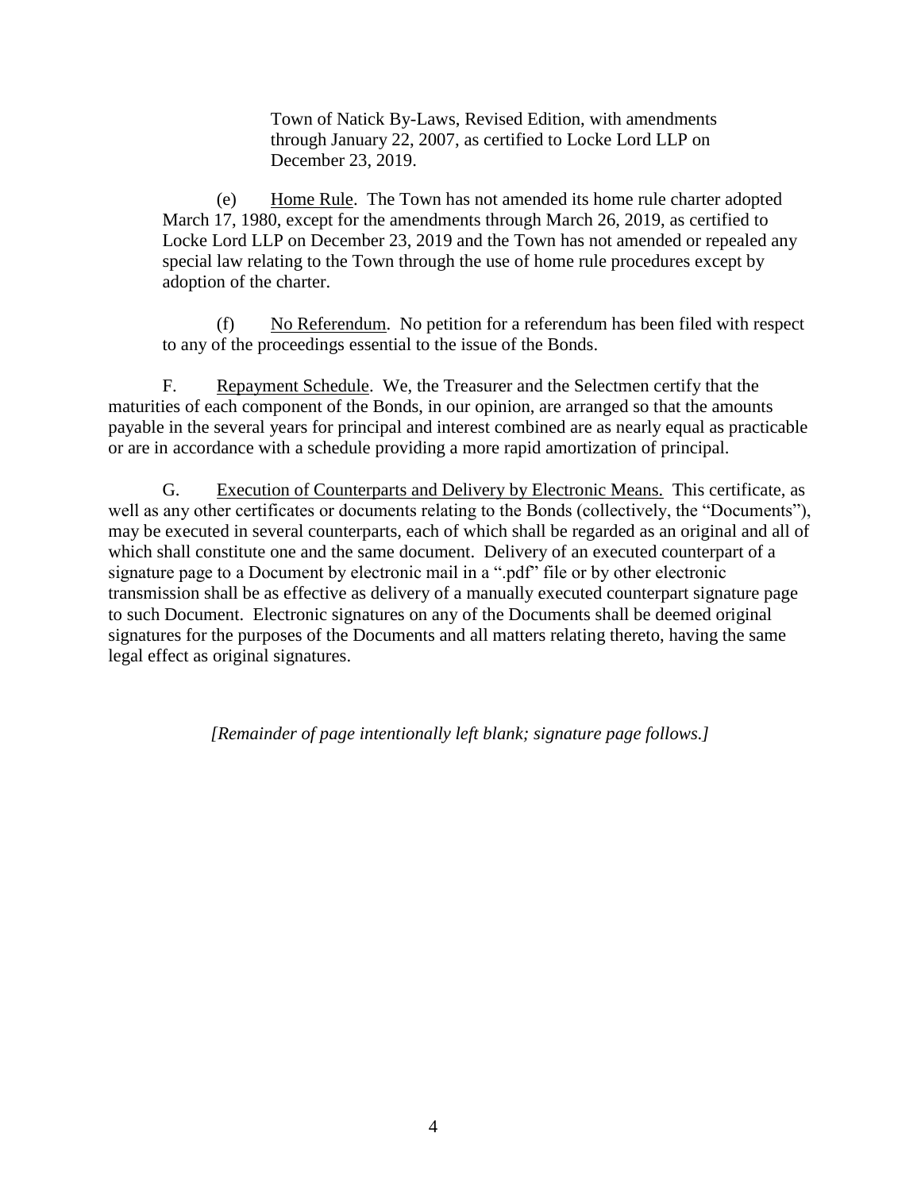Town of Natick By-Laws, Revised Edition, with amendments through January 22, 2007, as certified to Locke Lord LLP on December 23, 2019.

(e) Home Rule. The Town has not amended its home rule charter adopted March 17, 1980, except for the amendments through March 26, 2019, as certified to Locke Lord LLP on December 23, 2019 and the Town has not amended or repealed any special law relating to the Town through the use of home rule procedures except by adoption of the charter.

(f) No Referendum. No petition for a referendum has been filed with respect to any of the proceedings essential to the issue of the Bonds.

F. Repayment Schedule. We, the Treasurer and the Selectmen certify that the maturities of each component of the Bonds, in our opinion, are arranged so that the amounts payable in the several years for principal and interest combined are as nearly equal as practicable or are in accordance with a schedule providing a more rapid amortization of principal.

G. Execution of Counterparts and Delivery by Electronic Means. This certificate, as well as any other certificates or documents relating to the Bonds (collectively, the "Documents"), may be executed in several counterparts, each of which shall be regarded as an original and all of which shall constitute one and the same document. Delivery of an executed counterpart of a signature page to a Document by electronic mail in a ".pdf" file or by other electronic transmission shall be as effective as delivery of a manually executed counterpart signature page to such Document. Electronic signatures on any of the Documents shall be deemed original signatures for the purposes of the Documents and all matters relating thereto, having the same legal effect as original signatures.

*[Remainder of page intentionally left blank; signature page follows.]*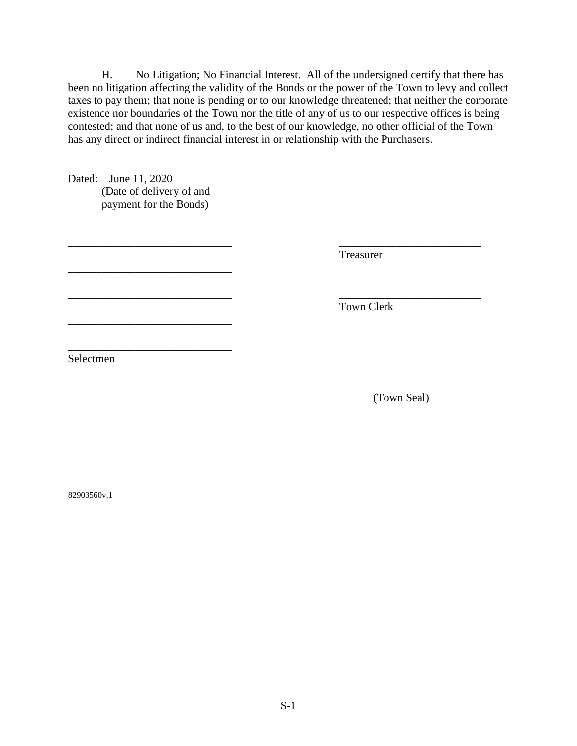H. <u>No Litigation; No Financial Interest</u>. All of the undersigned certify that there has been no litigation affecting the validity of the Bonds or the power of the Town to levy and collect taxes to pay them; that none is pending or to our knowledge threatened; that neither the corporate existence nor boundaries of the Town nor the title of any of us to our respective offices is being contested; and that none of us and, to the best of our knowledge, no other official of the Town has any direct or indirect financial interest in or relationship with the Purchasers.

Dated: June 11, 2020
(Date of delivery of and payment for the Bonds)

_____________________________ _________________________
Treasurer

_____________________________

_____________________________ _________________________
Town Clerk

_____________________________

_____________________________
Selectmen

(Town Seal)

82903560v.1